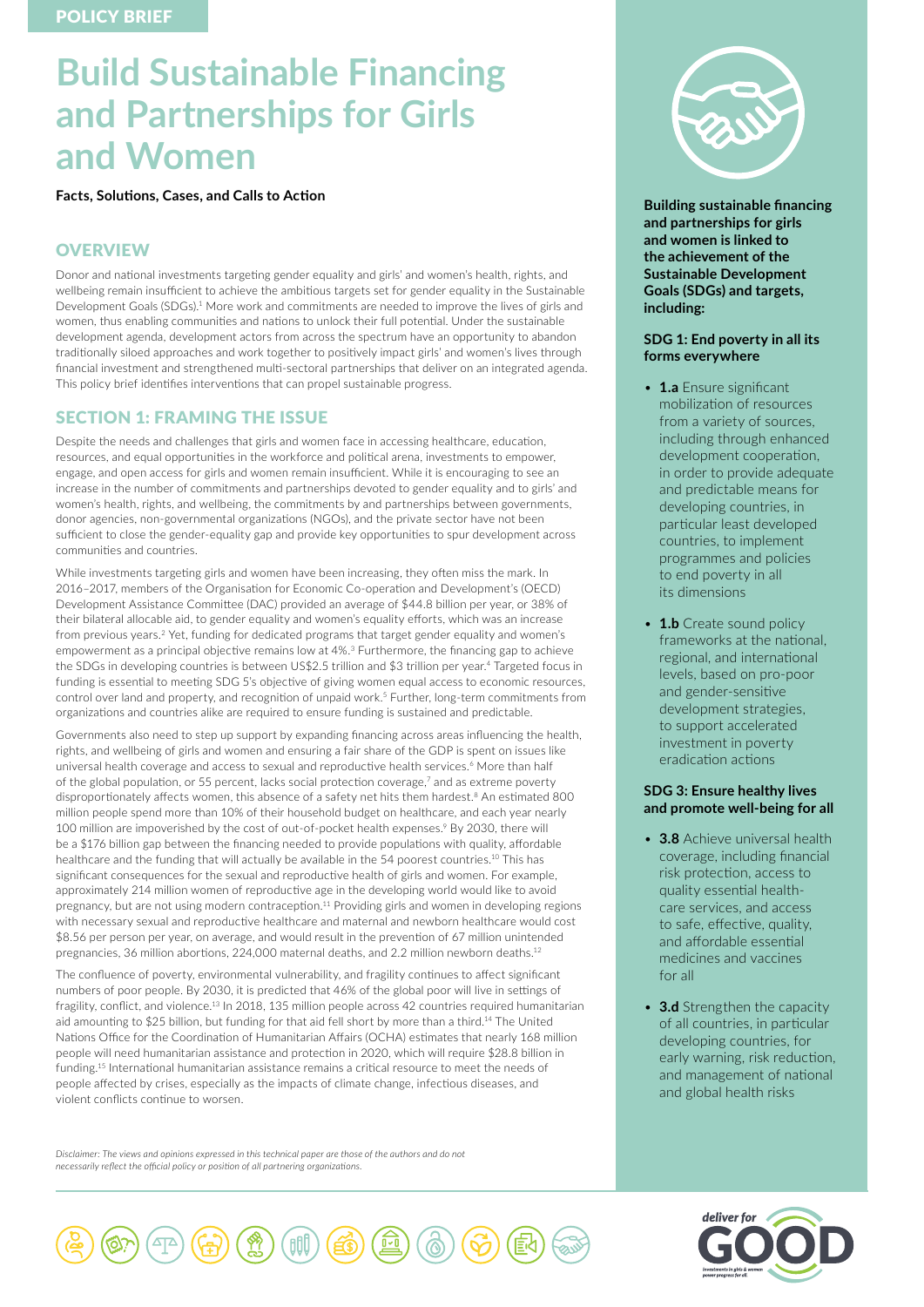POLICY BRIEF

# Build Sustainable Financing and Partnerships for Girls and Women

**Facts, Solutions, Cases, and Calls to Action**

## OVERVIEW

Donor and national investments targeting gender equality and girls' and women's health, rights, and wellbeing remain insufficient to achieve the ambitious targets set for gender equality in the Sustainable Development Goals (SDGs).[1] More work and commitments are needed to improve the lives of girls and women, thus enabling communities and nations to unlock their full potential. Under the sustainable development agenda, development actors from across the spectrum have an opportunity to abandon traditionally siloed approaches and work together to positively impact girls' and women's lives through financial investment and strengthened multi-sectoral partnerships that deliver on an integrated agenda. This policy brief identifies interventions that can propel sustainable progress.

## SECTION 1: FRAMING THE ISSUE

Despite the needs and challenges that girls and women face in accessing healthcare, education, resources, and equal opportunities in the workforce and political arena, investments to empower, engage, and open access for girls and women remain insufficient. While it is encouraging to see an increase in the number of commitments and partnerships devoted to gender equality and to girls' and women's health, rights, and wellbeing, the commitments by and partnerships between governments, donor agencies, non-governmental organizations (NGOs), and the private sector have not been sufficient to close the gender-equality gap and provide key opportunities to spur development across communities and countries.

While investments targeting girls and women have been increasing, they often miss the mark. In 2016–2017, members of the Organisation for Economic Co-operation and Development's (OECD) Development Assistance Committee (DAC) provided an average of $44.8 billion per year, or 38% of their bilateral allocable aid, to gender equality and women's equality efforts, which was an increase from previous years.[2] Yet, funding for dedicated programs that target gender equality and women's empowerment as a principal objective remains low at 4%.[3] Furthermore, the financing gap to achieve the SDGs in developing countries is between US$2.5 trillion and $3 trillion per year.[4] Targeted focus in funding is essential to meeting SDG 5's objective of giving women equal access to economic resources, control over land and property, and recognition of unpaid work.[5] Further, long-term commitments from organizations and countries alike are required to ensure funding is sustained and predictable.

Governments also need to step up support by expanding financing across areas influencing the health, rights, and wellbeing of girls and women and ensuring a fair share of the GDP is spent on issues like universal health coverage and access to sexual and reproductive health services.[6] More than half of the global population, or 55 percent, lacks social protection coverage,[7] and as extreme poverty disproportionately affects women, this absence of a safety net hits them hardest.[8] An estimated 800 million people spend more than 10% of their household budget on healthcare, and each year nearly 100 million are impoverished by the cost of out-of-pocket health expenses.[9] By 2030, there will be a $176 billion gap between the financing needed to provide populations with quality, affordable healthcare and the funding that will actually be available in the 54 poorest countries.[10] This has significant consequences for the sexual and reproductive health of girls and women. For example, approximately 214 million women of reproductive age in the developing world would like to avoid pregnancy, but are not using modern contraception.[11] Providing girls and women in developing regions with necessary sexual and reproductive healthcare and maternal and newborn healthcare would cost $8.56 per person per year, on average, and would result in the prevention of 67 million unintended pregnancies, 36 million abortions, 224,000 maternal deaths, and 2.2 million newborn deaths.[12]

The confluence of poverty, environmental vulnerability, and fragility continues to affect significant numbers of poor people. By 2030, it is predicted that 46% of the global poor will live in settings of fragility, conflict, and violence.[13] In 2018, 135 million people across 42 countries required humanitarian aid amounting to $25 billion, but funding for that aid fell short by more than a third.[14] The United Nations Office for the Coordination of Humanitarian Affairs (OCHA) estimates that nearly 168 million people will need humanitarian assistance and protection in 2020, which will require $28.8 billion in funding.[15] International humanitarian assistance remains a critical resource to meet the needs of people affected by crises, especially as the impacts of climate change, infectious diseases, and violent conflicts continue to worsen.

*Disclaimer: The views and opinions expressed in this technical paper are those of the authors and do not necessarily reflect the official policy or position of all partnering organizations.*

**Building sustainable financing and partnerships for girls and women is linked to the achievement of the Sustainable Development Goals (SDGs) and targets, including:**

### SDG 1: End poverty in all its forms everywhere

- **1.a** Ensure significant mobilization of resources from a variety of sources, including through enhanced development cooperation, in order to provide adequate and predictable means for developing countries, in particular least developed countries, to implement programmes and policies to end poverty in all its dimensions
- **1.b** Create sound policy frameworks at the national, regional, and international levels, based on pro-poor and gender-sensitive development strategies, to support accelerated investment in poverty eradication actions

### SDG 3: Ensure healthy lives and promote well-being for all

- **3.8** Achieve universal health coverage, including financial risk protection, access to quality essential health-care services, and access to safe, effective, quality, and affordable essential medicines and vaccines for all
- **3.d** Strengthen the capacity of all countries, in particular developing countries, for early warning, risk reduction, and management of national and global health risks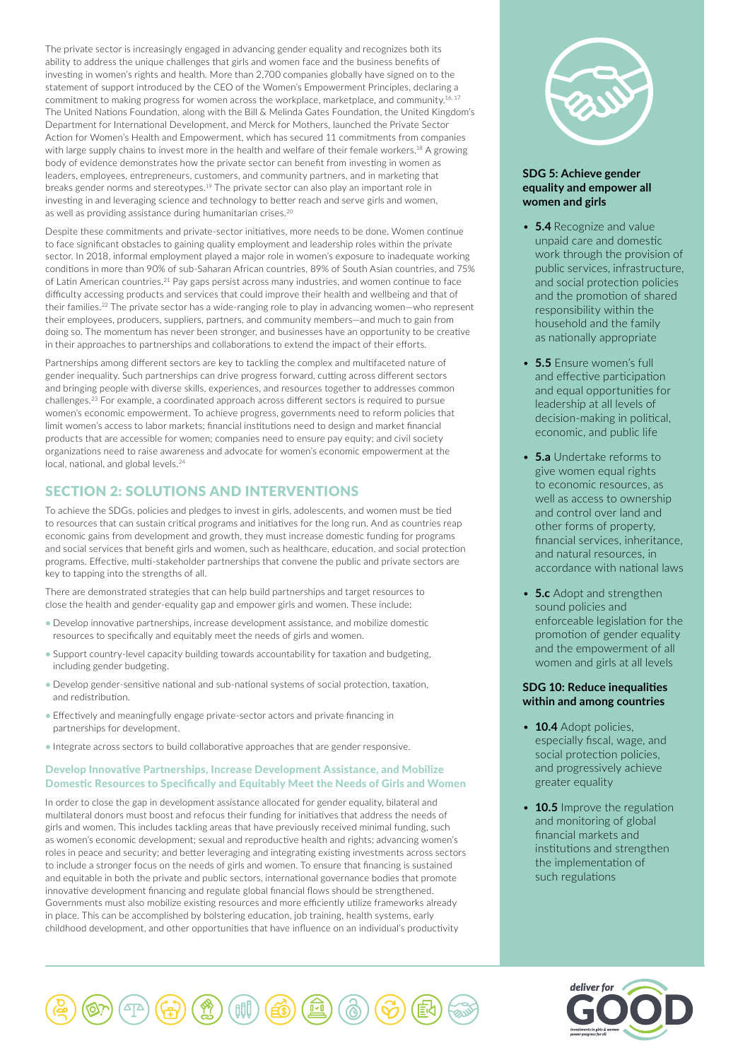The private sector is increasingly engaged in advancing gender equality and recognizes both its ability to address the unique challenges that girls and women face and the business benefits of investing in women's rights and health. More than 2,700 companies globally have signed on to the statement of support introduced by the CEO of the Women's Empowerment Principles, declaring a commitment to making progress for women across the workplace, marketplace, and community.[16, 17] The United Nations Foundation, along with the Bill & Melinda Gates Foundation, the United Kingdom's Department for International Development, and Merck for Mothers, launched the Private Sector Action for Women's Health and Empowerment, which has secured 11 commitments from companies with large supply chains to invest more in the health and welfare of their female workers.[18] A growing body of evidence demonstrates how the private sector can benefit from investing in women as leaders, employees, entrepreneurs, customers, and community partners, and in marketing that breaks gender norms and stereotypes.[19] The private sector can also play an important role in investing in and leveraging science and technology to better reach and serve girls and women, as well as providing assistance during humanitarian crises.[20]

Despite these commitments and private-sector initiatives, more needs to be done. Women continue to face significant obstacles to gaining quality employment and leadership roles within the private sector. In 2018, informal employment played a major role in women's exposure to inadequate working conditions in more than 90% of sub-Saharan African countries, 89% of South Asian countries, and 75% of Latin American countries.[21] Pay gaps persist across many industries, and women continue to face difficulty accessing products and services that could improve their health and wellbeing and that of their families.[22] The private sector has a wide-ranging role to play in advancing women—who represent their employees, producers, suppliers, partners, and community members—and much to gain from doing so. The momentum has never been stronger, and businesses have an opportunity to be creative in their approaches to partnerships and collaborations to extend the impact of their efforts.

Partnerships among different sectors are key to tackling the complex and multifaceted nature of gender inequality. Such partnerships can drive progress forward, cutting across different sectors and bringing people with diverse skills, experiences, and resources together to addresses common challenges.[23] For example, a coordinated approach across different sectors is required to pursue women's economic empowerment. To achieve progress, governments need to reform policies that limit women's access to labor markets; financial institutions need to design and market financial products that are accessible for women; companies need to ensure pay equity; and civil society organizations need to raise awareness and advocate for women's economic empowerment at the local, national, and global levels.[24]

## SECTION 2: SOLUTIONS AND INTERVENTIONS

To achieve the SDGs, policies and pledges to invest in girls, adolescents, and women must be tied to resources that can sustain critical programs and initiatives for the long run. And as countries reap economic gains from development and growth, they must increase domestic funding for programs and social services that benefit girls and women, such as healthcare, education, and social protection programs. Effective, multi-stakeholder partnerships that convene the public and private sectors are key to tapping into the strengths of all.

There are demonstrated strategies that can help build partnerships and target resources to close the health and gender-equality gap and empower girls and women. These include:

- Develop innovative partnerships, increase development assistance, and mobilize domestic resources to specifically and equitably meet the needs of girls and women.
- Support country-level capacity building towards accountability for taxation and budgeting, including gender budgeting.
- Develop gender-sensitive national and sub-national systems of social protection, taxation, and redistribution.
- Effectively and meaningfully engage private-sector actors and private financing in partnerships for development.
- Integrate across sectors to build collaborative approaches that are gender responsive.

### Develop Innovative Partnerships, Increase Development Assistance, and Mobilize Domestic Resources to Specifically and Equitably Meet the Needs of Girls and Women

In order to close the gap in development assistance allocated for gender equality, bilateral and multilateral donors must boost and refocus their funding for initiatives that address the needs of girls and women. This includes tackling areas that have previously received minimal funding, such as women's economic development; sexual and reproductive health and rights; advancing women's roles in peace and security; and better leveraging and integrating existing investments across sectors to include a stronger focus on the needs of girls and women. To ensure that financing is sustained and equitable in both the private and public sectors, international governance bodies that promote innovative development financing and regulate global financial flows should be strengthened. Governments must also mobilize existing resources and more efficiently utilize frameworks already in place. This can be accomplished by bolstering education, job training, health systems, early childhood development, and other opportunities that have influence on an individual's productivity

**SDG 5: Achieve gender equality and empower all women and girls**

- **5.4** Recognize and value unpaid care and domestic work through the provision of public services, infrastructure, and social protection policies and the promotion of shared responsibility within the household and the family as nationally appropriate
- **5.5** Ensure women's full and effective participation and equal opportunities for leadership at all levels of decision-making in political, economic, and public life
- **5.a** Undertake reforms to give women equal rights to economic resources, as well as access to ownership and control over land and other forms of property, financial services, inheritance, and natural resources, in accordance with national laws
- **5.c** Adopt and strengthen sound policies and enforceable legislation for the promotion of gender equality and the empowerment of all women and girls at all levels

**SDG 10: Reduce inequalities within and among countries**

- **10.4** Adopt policies, especially fiscal, wage, and social protection policies, and progressively achieve greater equality
- **10.5** Improve the regulation and monitoring of global financial markets and institutions and strengthen the implementation of such regulations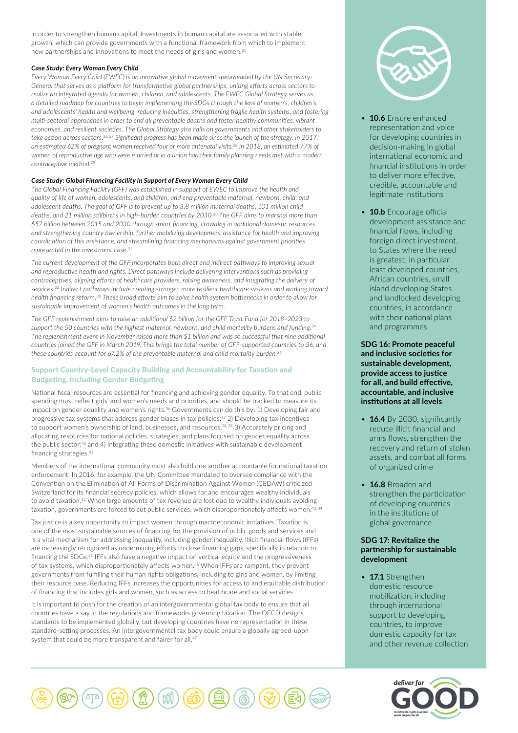in order to strengthen human capital. Investments in human capital are associated with stable growth, which can provide governments with a functional framework from which to implement new partnerships and innovations to meet the needs of girls and women.[25]

***Case Study: Every Woman Every Child***

*Every Woman Every Child (EWEC) is an innovative global movement spearheaded by the UN Secretary-General that serves as a platform for transformative global partnerships, uniting efforts across sectors to realize an integrated agenda for women, children, and adolescents. The EWEC Global Strategy serves as a detailed roadmap for countries to begin implementing the SDGs through the lens of women's, children's, and adolescents' health and wellbeing, reducing inequities, strengthening fragile health systems, and fostering multi-sectoral approaches in order to end all preventable deaths and foster healthy communities, vibrant economies, and resilient societies. The Global Strategy also calls on governments and other stakeholders to take action across sectors.[26, 27] Significant progress has been made since the launch of the strategy. In 2017, an estimated 62% of pregnant women received four or more antenatal visits.[28] In 2018, an estimated 77% of women of reproductive age who were married or in a union had their family planning needs met with a modern contraceptive method.[29]*

***Case Study: Global Financing Facility in Support of Every Woman Every Child***

*The Global Financing Facility (GFF) was established in support of EWEC to improve the health and quality of life of women, adolescents, and children, and end preventable maternal, newborn, child, and adolescent deaths. The goal of GFF is to prevent up to 3.8 million maternal deaths, 101 million child deaths, and 21 million stillbirths in high-burden countries by 2030.[30] The GFF aims to marshal more than $57 billion between 2015 and 2030 through smart financing, crowding in additional domestic resources and strengthening country ownership, further mobilizing development assistance for health and improving coordination of this assistance, and streamlining financing mechanisms against government priorities represented in the investment case.[31]*

*The current development of the GFF incorporates both direct and indirect pathways to improving sexual and reproductive health and rights. Direct pathways include delivering interventions such as providing contraceptives, aligning efforts of healthcare providers, raising awareness, and integrating the delivery of services.[32] Indirect pathways include creating stronger, more resilient healthcare systems and working toward health financing reform.[33] These broad efforts aim to solve health system bottlenecks in order to allow for sustainable improvement of women's health outcomes in the long term.*

*The GFF replenishment aims to raise an additional $2 billion for the GFF Trust Fund for 2018–2023 to support the 50 countries with the highest maternal, newborn, and child mortality burdens and funding.[34] The replenishment event in November raised more than $1 billion and was so successful that nine additional countries joined the GFF in March 2019. This brings the total number of GFF-supported countries to 36, and these countries account for 67.2% of the preventable maternal and child mortality burden.[35]*

## Support Country-Level Capacity Building and Accountability for Taxation and Budgeting, Including Gender Budgeting

National fiscal resources are essential for financing and achieving gender equality. To that end, public spending must reflect girls' and women's needs and priorities, and should be tracked to measure its impact on gender equality and women's rights.[36] Governments can do this by: 1) Developing fair and progressive tax systems that address gender biases in tax policies;[37] 2) Developing tax incentives to support women's ownership of land, businesses, and resources;[38, 39] 3) Accurately pricing and allocating resources for national policies, strategies, and plans focused on gender equality across the public sector;[40] and 4) Integrating these domestic initiatives with sustainable development financing strategies.[41]

Members of the international community must also hold one another accountable for national taxation enforcement. In 2016, for example, the UN Committee mandated to oversee compliance with the Convention on the Elimination of All Forms of Discrimination Against Women (CEDAW) criticized Switzerland for its financial secrecy policies, which allows for and encourages wealthy individuals to avoid taxation.[42] When large amounts of tax revenue are lost due to wealthy individuals avoiding taxation, governments are forced to cut public services, which disproportionately affects women.[43, 44]

Tax justice is a key opportunity to impact women through macroeconomic initiatives. Taxation is one of the most sustainable sources of financing for the provision of public goods and services and is a vital mechanism for addressing inequality, including gender inequality. Illicit financial flows (IFFs) are increasingly recognized as undermining efforts to close financing gaps, specifically in relation to financing the SDGs.[45] IFFs also have a negative impact on vertical equity and the progressiveness of tax systems, which disproportionately affects women.[46] When IFFs are rampant, they prevent governments from fulfilling their human rights obligations, including to girls and women, by limiting their resource base. Reducing IFFs increases the opportunities for access to and equitable distribution of financing that includes girls and women, such as access to healthcare and social services.

It is important to push for the creation of an intergovernmental global tax body to ensure that all countries have a say in the regulations and frameworks governing taxation. The OECD designs standards to be implemented globally, but developing countries have no representation in these standard-setting processes. An intergovernmental tax body could ensure a globally agreed-upon system that could be more transparent and fairer for all.[47]

- **10.6** Ensure enhanced representation and voice for developing countries in decision-making in global international economic and financial institutions in order to deliver more effective, credible, accountable and legitimate institutions
- **10.b** Encourage official development assistance and financial flows, including foreign direct investment, to States where the need is greatest, in particular least developed countries, African countries, small island developing States and landlocked developing countries, in accordance with their national plans and programmes

**SDG 16: Promote peaceful and inclusive societies for sustainable development, provide access to justice for all, and build effective, accountable, and inclusive institutions at all levels**

- **16.4** By 2030, significantly reduce illicit financial and arms flows, strengthen the recovery and return of stolen assets, and combat all forms of organized crime
- **16.8** Broaden and strengthen the participation of developing countries in the institutions of global governance

**SDG 17: Revitalize the partnership for sustainable development**

- **17.1** Strengthen domestic resource mobilization, including through international support to developing countries, to improve domestic capacity for tax and other revenue collection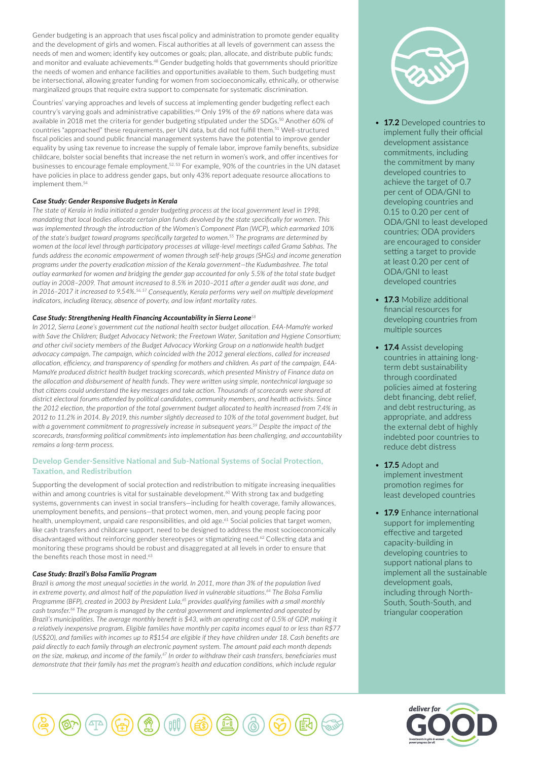Gender budgeting is an approach that uses fiscal policy and administration to promote gender equality and the development of girls and women. Fiscal authorities at all levels of government can assess the needs of men and women; identify key outcomes or goals; plan, allocate, and distribute public funds; and monitor and evaluate achievements.[48] Gender budgeting holds that governments should prioritize the needs of women and enhance facilities and opportunities available to them. Such budgeting must be intersectional, allowing greater funding for women from socioeconomically, ethnically, or otherwise marginalized groups that require extra support to compensate for systematic discrimination.

Countries' varying approaches and levels of success at implementing gender budgeting reflect each country's varying goals and administrative capabilities.[49] Only 19% of the 69 nations where data was available in 2018 met the criteria for gender budgeting stipulated under the SDGs.[50] Another 60% of countries "approached" these requirements, per UN data, but did not fulfill them.[51] Well-structured fiscal policies and sound public financial management systems have the potential to improve gender equality by using tax revenue to increase the supply of female labor, improve family benefits, subsidize childcare, bolster social benefits that increase the net return in women's work, and offer incentives for businesses to encourage female employment.[52, 53] For example, 90% of the countries in the UN dataset have policies in place to address gender gaps, but only 43% report adequate resource allocations to implement them.[54]

#### *Case Study: Gender Responsive Budgets in Kerala*

*The state of Kerala in India initiated a gender budgeting process at the local government level in 1998, mandating that local bodies allocate certain plan funds devolved by the state specifically for women. This was implemented through the introduction of the Women's Component Plan (WCP), which earmarked 10% of the state's budget toward programs specifically targeted to women.[55] The programs are determined by women at the local level through participatory processes at village-level meetings called Grama Sabhas. The funds address the economic empowerment of women through self-help groups (SHGs) and income generation programs under the poverty eradication mission of the Kerala government—the Kudumbashree. The total outlay earmarked for women and bridging the gender gap accounted for only 5.5% of the total state budget outlay in 2008–2009. That amount increased to 8.5% in 2010–2011 after a gender audit was done, and in 2016–2017 it increased to 9.54%.[56, 57] Consequently, Kerala performs very well on multiple development indicators, including literacy, absence of poverty, and low infant mortality rates.*

#### *Case Study: Strengthening Health Financing Accountability in Sierra Leone[58]*

*In 2012, Sierra Leone's government cut the national health sector budget allocation. E4A-MamaYe worked with Save the Children; Budget Advocacy Network; the Freetown Water, Sanitation and Hygiene Consortium; and other civil society members of the Budget Advocacy Working Group on a nationwide health budget advocacy campaign. The campaign, which coincided with the 2012 general elections, called for increased allocation, efficiency, and transparency of spending for mothers and children. As part of the campaign, E4A-MamaYe produced district health budget tracking scorecards, which presented Ministry of Finance data on the allocation and disbursement of health funds. They were written using simple, nontechnical language so that citizens could understand the key messages and take action. Thousands of scorecards were shared at district electoral forums attended by political candidates, community members, and health activists. Since the 2012 election, the proportion of the total government budget allocated to health increased from 7.4% in 2012 to 11.2% in 2014. By 2019, this number slightly decreased to 10% of the total government budget, but with a government commitment to progressively increase in subsequent years.[59] Despite the impact of the scorecards, transforming political commitments into implementation has been challenging, and accountability remains a long-term process.*

### Develop Gender-Sensitive National and Sub-National Systems of Social Protection, Taxation, and Redistribution

Supporting the development of social protection and redistribution to mitigate increasing inequalities within and among countries is vital for sustainable development.[60] With strong tax and budgeting systems, governments can invest in social transfers—including for health coverage, family allowances, unemployment benefits, and pensions—that protect women, men, and young people facing poor health, unemployment, unpaid care responsibilities, and old age.[61] Social policies that target women, like cash transfers and childcare support, need to be designed to address the most socioeconomically disadvantaged without reinforcing gender stereotypes or stigmatizing need.[62] Collecting data and monitoring these programs should be robust and disaggregated at all levels in order to ensure that the benefits reach those most in need.[63]

#### *Case Study: Brazil's Bolsa Familia Program*

*Brazil is among the most unequal societies in the world. In 2011, more than 3% of the population lived in extreme poverty, and almost half of the population lived in vulnerable situations.[64] The Bolsa Familia Programme (BFP), created in 2003 by President Lula,[65] provides qualifying families with a small monthly cash transfer.[66] The program is managed by the central government and implemented and operated by Brazil's municipalities. The average monthly benefit is $43, with an operating cost of 0.5% of GDP, making it a relatively inexpensive program. Eligible families have monthly per capita incomes equal to or less than R$77 (US$20), and families with incomes up to R$154 are eligible if they have children under 18. Cash benefits are paid directly to each family through an electronic payment system. The amount paid each month depends on the size, makeup, and income of the family.[67] In order to withdraw their cash transfers, beneficiaries must demonstrate that their family has met the program's health and education conditions, which include regular*

- **17.2** Developed countries to implement fully their official development assistance commitments, including the commitment by many developed countries to achieve the target of 0.7 per cent of ODA/GNI to developing countries and 0.15 to 0.20 per cent of ODA/GNI to least developed countries; ODA providers are encouraged to consider setting a target to provide at least 0.20 per cent of ODA/GNI to least developed countries
- **17.3** Mobilize additional financial resources for developing countries from multiple sources
- **17.4** Assist developing countries in attaining long-term debt sustainability through coordinated policies aimed at fostering debt financing, debt relief, and debt restructuring, as appropriate, and address the external debt of highly indebted poor countries to reduce debt distress
- **17.5** Adopt and implement investment promotion regimes for least developed countries
- **17.9** Enhance international support for implementing effective and targeted capacity-building in developing countries to support national plans to implement all the sustainable development goals, including through North-South, South-South, and triangular cooperation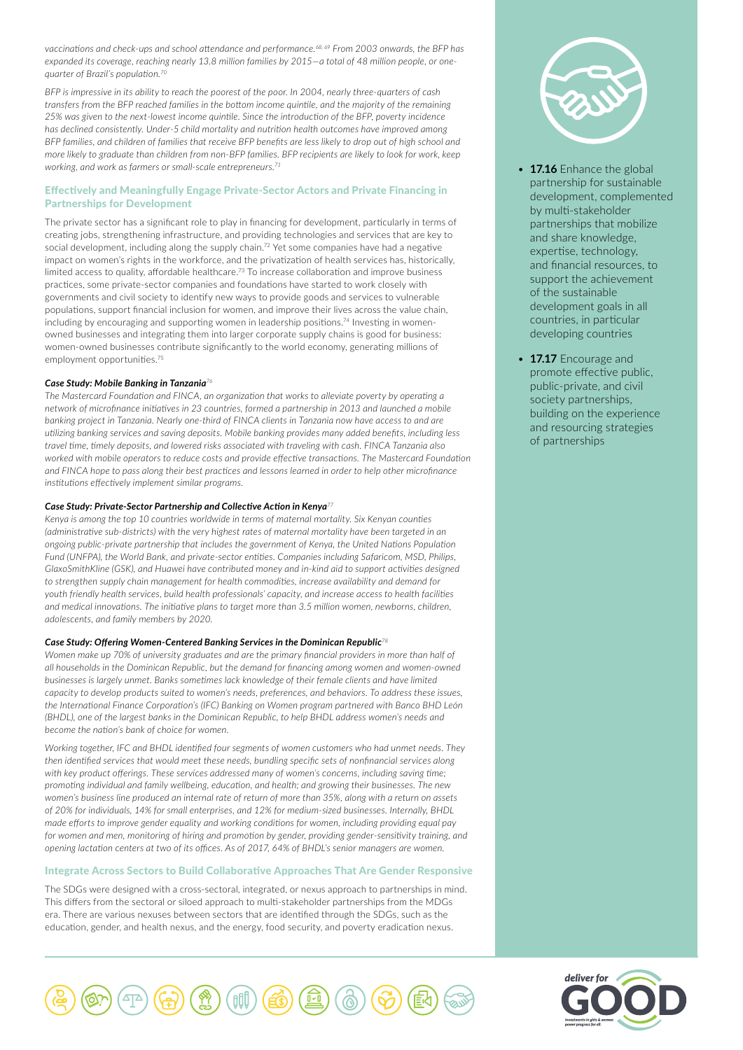*vaccinations and check-ups and school attendance and performance.[68, 69] From 2003 onwards, the BFP has expanded its coverage, reaching nearly 13.8 million families by 2015—a total of 48 million people, or one-quarter of Brazil's population.[70]*

*BFP is impressive in its ability to reach the poorest of the poor. In 2004, nearly three-quarters of cash transfers from the BFP reached families in the bottom income quintile, and the majority of the remaining 25% was given to the next-lowest income quintile. Since the introduction of the BFP, poverty incidence has declined consistently. Under-5 child mortality and nutrition health outcomes have improved among BFP families, and children of families that receive BFP benefits are less likely to drop out of high school and more likely to graduate than children from non-BFP families. BFP recipients are likely to look for work, keep working, and work as farmers or small-scale entrepreneurs.[71]*

## Effectively and Meaningfully Engage Private-Sector Actors and Private Financing in Partnerships for Development

The private sector has a significant role to play in financing for development, particularly in terms of creating jobs, strengthening infrastructure, and providing technologies and services that are key to social development, including along the supply chain.[72] Yet some companies have had a negative impact on women's rights in the workforce, and the privatization of health services has, historically, limited access to quality, affordable healthcare.[73] To increase collaboration and improve business practices, some private-sector companies and foundations have started to work closely with governments and civil society to identify new ways to provide goods and services to vulnerable populations, support financial inclusion for women, and improve their lives across the value chain, including by encouraging and supporting women in leadership positions.[74] Investing in women-owned businesses and integrating them into larger corporate supply chains is good for business: women-owned businesses contribute significantly to the world economy, generating millions of employment opportunities.[75]

#### *Case Study: Mobile Banking in Tanzania*[76]

*The Mastercard Foundation and FINCA, an organization that works to alleviate poverty by operating a network of microfinance initiatives in 23 countries, formed a partnership in 2013 and launched a mobile banking project in Tanzania. Nearly one-third of FINCA clients in Tanzania now have access to and are utilizing banking services and saving deposits. Mobile banking provides many added benefits, including less travel time, timely deposits, and lowered risks associated with traveling with cash. FINCA Tanzania also worked with mobile operators to reduce costs and provide effective transactions. The Mastercard Foundation and FINCA hope to pass along their best practices and lessons learned in order to help other microfinance institutions effectively implement similar programs.*

#### *Case Study: Private-Sector Partnership and Collective Action in Kenya*[77]

*Kenya is among the top 10 countries worldwide in terms of maternal mortality. Six Kenyan counties (administrative sub-districts) with the very highest rates of maternal mortality have been targeted in an ongoing public-private partnership that includes the government of Kenya, the United Nations Population Fund (UNFPA), the World Bank, and private-sector entities. Companies including Safaricom, MSD, Philips, GlaxoSmithKline (GSK), and Huawei have contributed money and in-kind aid to support activities designed to strengthen supply chain management for health commodities, increase availability and demand for youth friendly health services, build health professionals' capacity, and increase access to health facilities and medical innovations. The initiative plans to target more than 3.5 million women, newborns, children, adolescents, and family members by 2020.*

#### *Case Study: Offering Women-Centered Banking Services in the Dominican Republic*[78]

*Women make up 70% of university graduates and are the primary financial providers in more than half of all households in the Dominican Republic, but the demand for financing among women and women-owned businesses is largely unmet. Banks sometimes lack knowledge of their female clients and have limited capacity to develop products suited to women's needs, preferences, and behaviors. To address these issues, the International Finance Corporation's (IFC) Banking on Women program partnered with Banco BHD León (BHDL), one of the largest banks in the Dominican Republic, to help BHDL address women's needs and become the nation's bank of choice for women.*

*Working together, IFC and BHDL identified four segments of women customers who had unmet needs. They then identified services that would meet these needs, bundling specific sets of nonfinancial services along with key product offerings. These services addressed many of women's concerns, including saving time; promoting individual and family wellbeing, education, and health; and growing their businesses. The new women's business line produced an internal rate of return of more than 35%, along with a return on assets of 20% for individuals, 14% for small enterprises, and 12% for medium-sized businesses. Internally, BHDL made efforts to improve gender equality and working conditions for women, including providing equal pay for women and men, monitoring of hiring and promotion by gender, providing gender-sensitivity training, and opening lactation centers at two of its offices. As of 2017, 64% of BHDL's senior managers are women.*

## Integrate Across Sectors to Build Collaborative Approaches That Are Gender Responsive

The SDGs were designed with a cross-sectoral, integrated, or nexus approach to partnerships in mind. This differs from the sectoral or siloed approach to multi-stakeholder partnerships from the MDGs era. There are various nexuses between sectors that are identified through the SDGs, such as the education, gender, and health nexus, and the energy, food security, and poverty eradication nexus.

- **17.16** Enhance the global partnership for sustainable development, complemented by multi-stakeholder partnerships that mobilize and share knowledge, expertise, technology, and financial resources, to support the achievement of the sustainable development goals in all countries, in particular developing countries
- **17.17** Encourage and promote effective public, public-private, and civil society partnerships, building on the experience and resourcing strategies of partnerships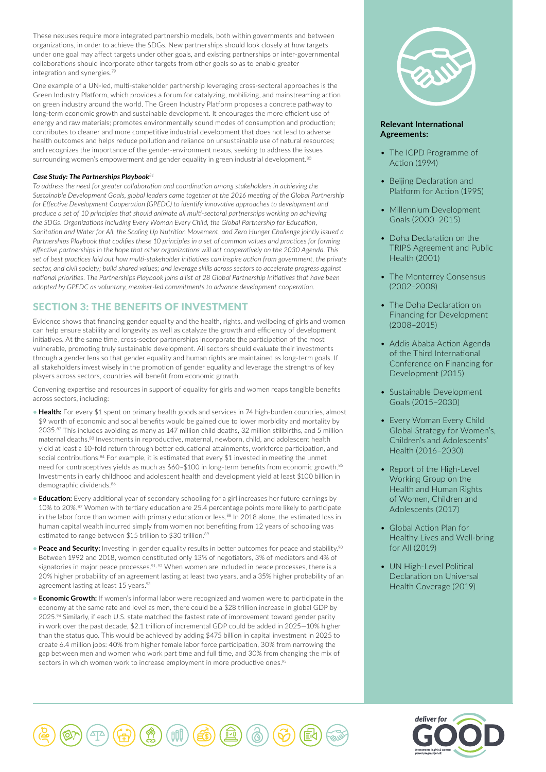These nexuses require more integrated partnership models, both within governments and between organizations, in order to achieve the SDGs. New partnerships should look closely at how targets under one goal may affect targets under other goals, and existing partnerships or inter-governmental collaborations should incorporate other targets from other goals so as to enable greater integration and synergies.[79]

One example of a UN-led, multi-stakeholder partnership leveraging cross-sectoral approaches is the Green Industry Platform, which provides a forum for catalyzing, mobilizing, and mainstreaming action on green industry around the world. The Green Industry Platform proposes a concrete pathway to long-term economic growth and sustainable development. It encourages the more efficient use of energy and raw materials; promotes environmentally sound modes of consumption and production; contributes to cleaner and more competitive industrial development that does not lead to adverse health outcomes and helps reduce pollution and reliance on unsustainable use of natural resources; and recognizes the importance of the gender-environment nexus, seeking to address the issues surrounding women's empowerment and gender equality in green industrial development.[80]

***Case Study: The Partnerships Playbook***[81]

*To address the need for greater collaboration and coordination among stakeholders in achieving the Sustainable Development Goals, global leaders came together at the 2016 meeting of the Global Partnership for Effective Development Cooperation (GPEDC) to identify innovative approaches to development and produce a set of 10 principles that should animate all multi-sectoral partnerships working on achieving the SDGs. Organizations including Every Woman Every Child, the Global Partnership for Education, Sanitation and Water for All, the Scaling Up Nutrition Movement, and Zero Hunger Challenge jointly issued a Partnerships Playbook that codifies these 10 principles in a set of common values and practices for forming effective partnerships in the hope that other organizations will act cooperatively on the 2030 Agenda. This set of best practices laid out how multi-stakeholder initiatives can inspire action from government, the private sector, and civil society; build shared values; and leverage skills across sectors to accelerate progress against national priorities. The Partnerships Playbook joins a list of 28 Global Partnership Initiatives that have been adopted by GPEDC as voluntary, member-led commitments to advance development cooperation.*

## SECTION 3: THE BENEFITS OF INVESTMENT

Evidence shows that financing gender equality and the health, rights, and wellbeing of girls and women can help ensure stability and longevity as well as catalyze the growth and efficiency of development initiatives. At the same time, cross-sector partnerships incorporate the participation of the most vulnerable, promoting truly sustainable development. All sectors should evaluate their investments through a gender lens so that gender equality and human rights are maintained as long-term goals. If all stakeholders invest wisely in the promotion of gender equality and leverage the strengths of key players across sectors, countries will benefit from economic growth.

Convening expertise and resources in support of equality for girls and women reaps tangible benefits across sectors, including:

- **Health:** For every $1 spent on primary health goods and services in 74 high-burden countries, almost $9 worth of economic and social benefits would be gained due to lower morbidity and mortality by 2035.[82] This includes avoiding as many as 147 million child deaths, 32 million stillbirths, and 5 million maternal deaths.[83] Investments in reproductive, maternal, newborn, child, and adolescent health yield at least a 10-fold return through better educational attainments, workforce participation, and social contributions.[84] For example, it is estimated that every $1 invested in meeting the unmet need for contraceptives yields as much as $60–$100 in long-term benefits from economic growth.[85] Investments in early childhood and adolescent health and development yield at least $100 billion in demographic dividends.[86]
- **Education:** Every additional year of secondary schooling for a girl increases her future earnings by 10% to 20%.[87] Women with tertiary education are 25.4 percentage points more likely to participate in the labor force than women with primary education or less.[88] In 2018 alone, the estimated loss in human capital wealth incurred simply from women not benefiting from 12 years of schooling was estimated to range between $15 trillion to $30 trillion.[89]
- **Peace and Security:** Investing in gender equality results in better outcomes for peace and stability.[90] Between 1992 and 2018, women constituted only 13% of negotiators, 3% of mediators and 4% of signatories in major peace processes.[91, 92] When women are included in peace processes, there is a 20% higher probability of an agreement lasting at least two years, and a 35% higher probability of an agreement lasting at least 15 years.[93]
- **Economic Growth:** If women's informal labor were recognized and women were to participate in the economy at the same rate and level as men, there could be a $28 trillion increase in global GDP by 2025.[94] Similarly, if each U.S. state matched the fastest rate of improvement toward gender parity in work over the past decade, $2.1 trillion of incremental GDP could be added in 2025—10% higher than the status quo. This would be achieved by adding $475 billion in capital investment in 2025 to create 6.4 million jobs: 40% from higher female labor force participation, 30% from narrowing the gap between men and women who work part time and full time, and 30% from changing the mix of sectors in which women work to increase employment in more productive ones.[95]

**Relevant International Agreements:**

- The ICPD Programme of Action (1994)
- Beijing Declaration and Platform for Action (1995)
- Millennium Development Goals (2000–2015)
- Doha Declaration on the TRIPS Agreement and Public Health (2001)
- The Monterrey Consensus (2002–2008)
- The Doha Declaration on Financing for Development (2008–2015)
- Addis Ababa Action Agenda of the Third International Conference on Financing for Development (2015)
- Sustainable Development Goals (2015–2030)
- Every Woman Every Child Global Strategy for Women's, Children's and Adolescents' Health (2016–2030)
- Report of the High-Level Working Group on the Health and Human Rights of Women, Children and Adolescents (2017)
- Global Action Plan for Healthy Lives and Well-bring for All (2019)
- UN High-Level Political Declaration on Universal Health Coverage (2019)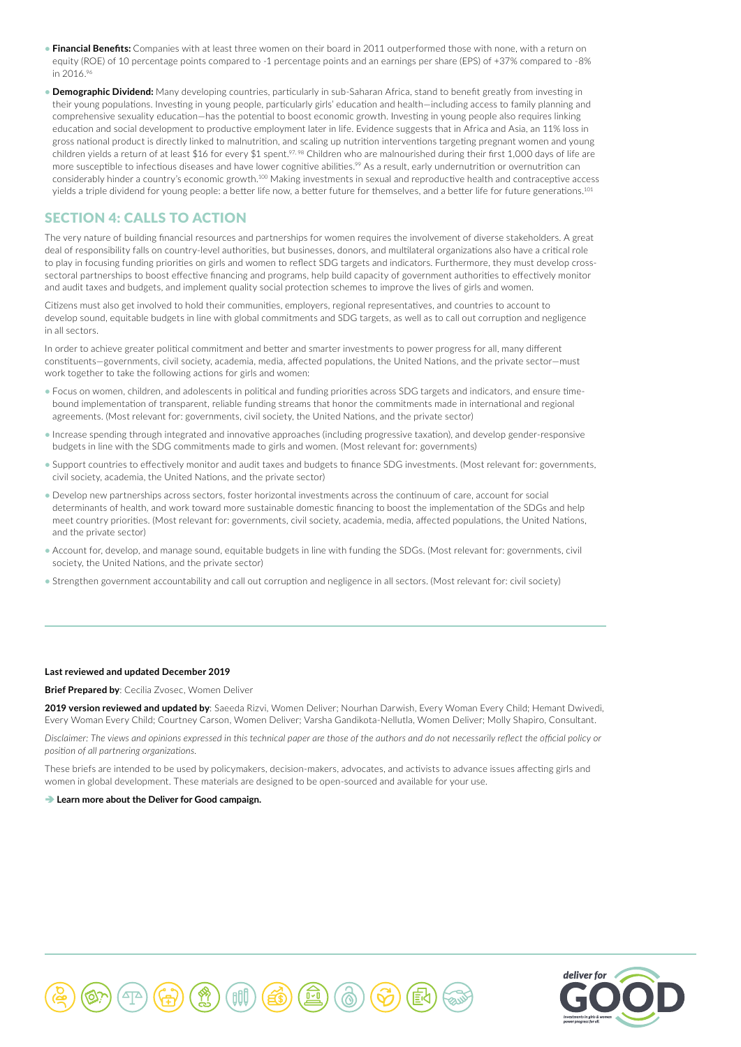- **Financial Benefits:** Companies with at least three women on their board in 2011 outperformed those with none, with a return on equity (ROE) of 10 percentage points compared to -1 percentage points and an earnings per share (EPS) of +37% compared to -8% in 2016.[96]
- **Demographic Dividend:** Many developing countries, particularly in sub-Saharan Africa, stand to benefit greatly from investing in their young populations. Investing in young people, particularly girls' education and health—including access to family planning and comprehensive sexuality education—has the potential to boost economic growth. Investing in young people also requires linking education and social development to productive employment later in life. Evidence suggests that in Africa and Asia, an 11% loss in gross national product is directly linked to malnutrition, and scaling up nutrition interventions targeting pregnant women and young children yields a return of at least $16 for every $1 spent.[97, 98] Children who are malnourished during their first 1,000 days of life are more susceptible to infectious diseases and have lower cognitive abilities.[99] As a result, early undernutrition or overnutrition can considerably hinder a country's economic growth.[100] Making investments in sexual and reproductive health and contraceptive access yields a triple dividend for young people: a better life now, a better future for themselves, and a better life for future generations.[101]

## SECTION 4: CALLS TO ACTION

The very nature of building financial resources and partnerships for women requires the involvement of diverse stakeholders. A great deal of responsibility falls on country-level authorities, but businesses, donors, and multilateral organizations also have a critical role to play in focusing funding priorities on girls and women to reflect SDG targets and indicators. Furthermore, they must develop cross-sectoral partnerships to boost effective financing and programs, help build capacity of government authorities to effectively monitor and audit taxes and budgets, and implement quality social protection schemes to improve the lives of girls and women.

Citizens must also get involved to hold their communities, employers, regional representatives, and countries to account to develop sound, equitable budgets in line with global commitments and SDG targets, as well as to call out corruption and negligence in all sectors.

In order to achieve greater political commitment and better and smarter investments to power progress for all, many different constituents—governments, civil society, academia, media, affected populations, the United Nations, and the private sector—must work together to take the following actions for girls and women:

- Focus on women, children, and adolescents in political and funding priorities across SDG targets and indicators, and ensure time-bound implementation of transparent, reliable funding streams that honor the commitments made in international and regional agreements. (Most relevant for: governments, civil society, the United Nations, and the private sector)
- Increase spending through integrated and innovative approaches (including progressive taxation), and develop gender-responsive budgets in line with the SDG commitments made to girls and women. (Most relevant for: governments)
- Support countries to effectively monitor and audit taxes and budgets to finance SDG investments. (Most relevant for: governments, civil society, academia, the United Nations, and the private sector)
- Develop new partnerships across sectors, foster horizontal investments across the continuum of care, account for social determinants of health, and work toward more sustainable domestic financing to boost the implementation of the SDGs and help meet country priorities. (Most relevant for: governments, civil society, academia, media, affected populations, the United Nations, and the private sector)
- Account for, develop, and manage sound, equitable budgets in line with funding the SDGs. (Most relevant for: governments, civil society, the United Nations, and the private sector)
- Strengthen government accountability and call out corruption and negligence in all sectors. (Most relevant for: civil society)

---

**Last reviewed and updated December 2019**

**Brief Prepared by**: Cecilia Zvosec, Women Deliver

**2019 version reviewed and updated by**: Saeeda Rizvi, Women Deliver; Nourhan Darwish, Every Woman Every Child; Hemant Dwivedi, Every Woman Every Child; Courtney Carson, Women Deliver; Varsha Gandikota-Nellutla, Women Deliver; Molly Shapiro, Consultant.

*Disclaimer: The views and opinions expressed in this technical paper are those of the authors and do not necessarily reflect the official policy or position of all partnering organizations.*

These briefs are intended to be used by policymakers, decision-makers, advocates, and activists to advance issues affecting girls and women in global development. These materials are designed to be open-sourced and available for your use.

➔ **Learn more about the Deliver for Good campaign.**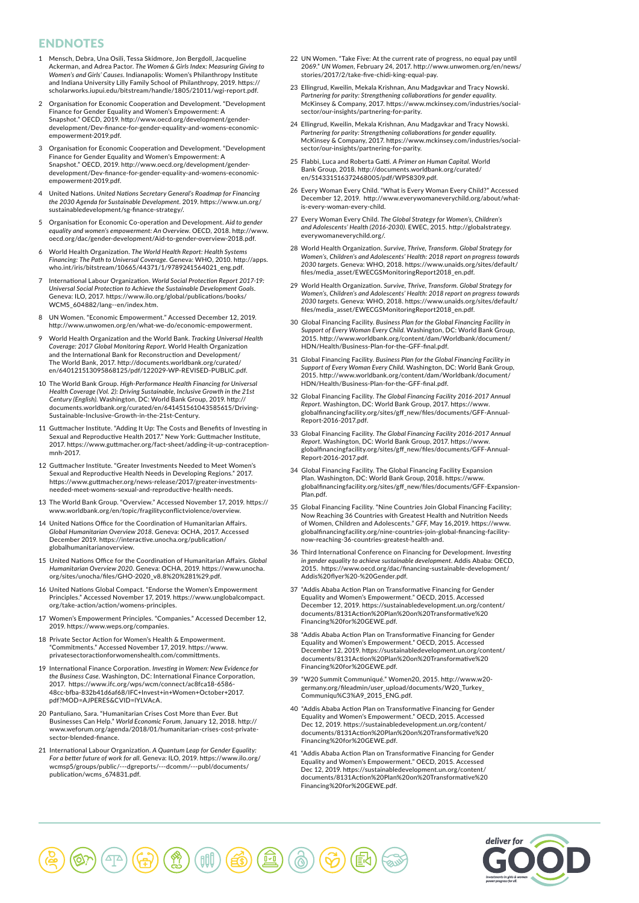# ENDNOTES

1. Mensch, Debra, Una Osili, Tessa Skidmore, Jon Bergdoll, Jacqueline Ackerman, and Adrea Pactor. *The Women & Girls Index: Measuring Giving to Women's and Girls' Causes.* Indianapolis: Women's Philanthropy Institute and Indiana University Lilly Family School of Philanthropy, 2019. https://scholarworks.iupui.edu/bitstream/handle/1805/21011/wgi-report.pdf.
2. Organisation for Economic Cooperation and Development. "Development Finance for Gender Equality and Women's Empowerment: A Snapshot." OECD, 2019. http://www.oecd.org/development/gender-development/Dev-finance-for-gender-equality-and-womens-economic-empowerment-2019.pdf.
3. Organisation for Economic Cooperation and Development. "Development Finance for Gender Equality and Women's Empowerment: A Snapshot." OECD, 2019. http://www.oecd.org/development/gender-development/Dev-finance-for-gender-equality-and-womens-economic-empowerment-2019.pdf.
4. United Nations. *United Nations Secretary General's Roadmap for Financing the 2030 Agenda for Sustainable Development.* 2019. https://www.un.org/sustainabledevelopment/sg-finance-strategy/.
5. Organisation for Economic Co-operation and Development. *Aid to gender equality and women's empowerment: An Overview.* OECD, 2018. http://www.oecd.org/dac/gender-development/Aid-to-gender-overview-2018.pdf.
6. World Health Organization. *The World Health Report: Health Systems Financing: The Path to Universal Coverage.* Geneva: WHO, 2010. http://apps.who.int/iris/bitstream/10665/44371/1/9789241564021_eng.pdf.
7. International Labour Organization. *World Social Protection Report 2017-19: Universal Social Protection to Achieve the Sustainable Development Goals.* Geneva: ILO, 2017. https://www.ilo.org/global/publications/books/WCMS_604882/lang--en/index.htm.
8. UN Women. "Economic Empowerment." Accessed December 12, 2019. http://www.unwomen.org/en/what-we-do/economic-empowerment.
9. World Health Organization and the World Bank. *Tracking Universal Health Coverage: 2017 Global Monitoring Report.* World Health Organization and the International Bank for Reconstruction and Development/The World Bank, 2017. http://documents.worldbank.org/curated/en/640121513095868125/pdf/122029-WP-REVISED-PUBLIC.pdf.
10. The World Bank Group. *High-Performance Health Financing for Universal Health Coverage (Vol. 2): Driving Sustainable, Inclusive Growth in the 21st Century (English).* Washington, DC: World Bank Group, 2019. http://documents.worldbank.org/curated/en/641451561043585615/Driving-Sustainable-Inclusive-Growth-in-the-21st-Century.
11. Guttmacher Institute. "Adding It Up: The Costs and Benefits of Investing in Sexual and Reproductive Health 2017." New York: Guttmacher Institute, 2017. https://www.guttmacher.org/fact-sheet/adding-it-up-contraception-mnh-2017.
12. Guttmacher Institute. "Greater Investments Needed to Meet Women's Sexual and Reproductive Health Needs in Developing Regions." 2017. https://www.guttmacher.org/news-release/2017/greater-investments-needed-meet-womens-sexual-and-reproductive-health-needs.
13. The World Bank Group. "Overview." Accessed November 17, 2019. https://www.worldbank.org/en/topic/fragilityconflictviolence/overview.
14. United Nations Office for the Coordination of Humanitarian Affairs. *Global Humanitarian Overview 2018.* Geneva: OCHA, 2017. Accessed December 2019. https://interactive.unocha.org/publication/globalhumanitarianoverview.
15. United Nations Office for the Coordination of Humanitarian Affairs. *Global Humanitarian Overview 2020.* Geneva: OCHA, 2019. https://www.unocha.org/sites/unocha/files/GHO-2020_v8.8%20%281%29.pdf.
16. United Nations Global Compact. "Endorse the Women's Empowerment Principles." Accessed November 17, 2019. https://www.unglobalcompact.org/take-action/action/womens-principles.
17. Women's Empowerment Principles. "Companies." Accessed December 12, 2019. https://www.weps.org/companies.
18. Private Sector Action for Women's Health & Empowerment. "Commitments." Accessed November 17, 2019. https://www.privatesectoractionforwomenshealth.com/committments.
19. International Finance Corporation. *Investing in Women: New Evidence for the Business Case.* Washington, DC: International Finance Corporation, 2017. https://www.ifc.org/wps/wcm/connect/ac8fca18-6586-48cc-bfba-832b41d6af68/IFC+Invest+in+Women+October+2017.pdf?MOD=AJPERES&CVID=lYLVAcA.
20. Pantuliano, Sara. "Humanitarian Crises Cost More than Ever. But Businesses Can Help." *World Economic Forum*, January 12, 2018. http://www.weforum.org/agenda/2018/01/humanitarian-crises-cost-private-sector-blended-finance.
21. International Labour Organization. *A Quantum Leap for Gender Equality: For a better future of work for all.* Geneva: ILO, 2019. https://www.ilo.org/wcmsp5/groups/public/---dgreports/---dcomm/---publ/documents/publication/wcms_674831.pdf.
22. UN Women. "Take Five: At the current rate of progress, no equal pay until 2069." *UN Women*, February 24, 2017. http://www.unwomen.org/en/news/stories/2017/2/take-five-chidi-king-equal-pay.
23. Ellingrud, Kweilin, Mekala Krishnan, Anu Madgavkar and Tracy Nowski. *Partnering for parity: Strengthening collaborations for gender equality.* McKinsey & Company, 2017. https://www.mckinsey.com/industries/social-sector/our-insights/partnering-for-parity.
24. Ellingrud, Kweilin, Mekala Krishnan, Anu Madgavkar and Tracy Nowski. *Partnering for parity: Strengthening collaborations for gender equality.* McKinsey & Company, 2017. https://www.mckinsey.com/industries/social-sector/our-insights/partnering-for-parity.
25. Flabbi, Luca and Roberta Gatti. *A Primer on Human Capital.* World Bank Group, 2018. http://documents.worldbank.org/curated/en/514331516372468005/pdf/WPS8309.pdf.
26. Every Woman Every Child. "What is Every Woman Every Child?" Accessed December 12, 2019. http://www.everywomaneverychild.org/about/what-is-every-woman-every-child.
27. Every Woman Every Child. *The Global Strategy for Women's, Children's and Adolescents' Health (2016-2030).* EWEC, 2015. http://globalstrategy.everywomaneverychild.org/.
28. World Health Organization. *Survive, Thrive, Transform. Global Strategy for Women's, Children's and Adolescents' Health: 2018 report on progress towards 2030 targets.* Geneva: WHO, 2018. https://www.unaids.org/sites/default/files/media_asset/EWECGSMonitoringReport2018_en.pdf.
29. World Health Organization. *Survive, Thrive, Transform. Global Strategy for Women's, Children's and Adolescents' Health: 2018 report on progress towards 2030 targets.* Geneva: WHO, 2018. https://www.unaids.org/sites/default/files/media_asset/EWECGSMonitoringReport2018_en.pdf.
30. Global Financing Facility. *Business Plan for the Global Financing Facility in Support of Every Woman Every Child.* Washington, DC: World Bank Group, 2015. http://www.worldbank.org/content/dam/Worldbank/document/HDN/Health/Business-Plan-for-the-GFF-final.pdf.
31. Global Financing Facility. *Business Plan for the Global Financing Facility in Support of Every Woman Every Child.* Washington, DC: World Bank Group, 2015. http://www.worldbank.org/content/dam/Worldbank/document/HDN/Health/Business-Plan-for-the-GFF-final.pdf.
32. Global Financing Facility. *The Global Financing Facility 2016-2017 Annual Report.* Washington, DC: World Bank Group, 2017. https://www.globalfinancingfacility.org/sites/gff_new/files/documents/GFF-Annual-Report-2016-2017.pdf.
33. Global Financing Facility. *The Global Financing Facility 2016-2017 Annual Report.* Washington, DC: World Bank Group, 2017. https://www.globalfinancingfacility.org/sites/gff_new/files/documents/GFF-Annual-Report-2016-2017.pdf.
34. Global Financing Facility. The Global Financing Facility Expansion Plan. Washington, DC: World Bank Group, 2018. https://www.globalfinancingfacility.org/sites/gff_new/files/documents/GFF-Expansion-Plan.pdf.
35. Global Financing Facility. "Nine Countries Join Global Financing Facility; Now Reaching 36 Countries with Greatest Health and Nutrition Needs of Women, Children and Adolescents." *GFF*, May 16,2019. https://www.globalfinancingfacility.org/nine-countries-join-global-financing-facility-now-reaching-36-countries-greatest-health-and.
36. Third International Conference on Financing for Development. *Investing in gender equality to achieve sustainable development.* Addis Ababa: OECD, 2015. https://www.oecd.org/dac/financing-sustainable-development/Addis%20flyer%20-%20Gender.pdf.
37. "Addis Ababa Action Plan on Transformative Financing for Gender Equality and Women's Empowerment." OECD, 2015. Accessed December 12, 2019. https://sustainabledevelopment.un.org/content/documents/8131Action%20Plan%20on%20Transformative%20Financing%20for%20GEWE.pdf.
38. "Addis Ababa Action Plan on Transformative Financing for Gender Equality and Women's Empowerment." OECD, 2015. Accessed December 12, 2019. https://sustainabledevelopment.un.org/content/documents/8131Action%20Plan%20on%20Transformative%20Financing%20for%20GEWE.pdf.
39. "W20 Summit Communiqué." Women20, 2015. http://www.w20-germany.org/fileadmin/user_upload/documents/W20_Turkey_Communiqu%C3%A9_2015_ENG.pdf.
40. "Addis Ababa Action Plan on Transformative Financing for Gender Equality and Women's Empowerment." OECD, 2015. Accessed Dec 12, 2019. https://sustainabledevelopment.un.org/content/documents/8131Action%20Plan%20on%20Transformative%20Financing%20for%20GEWE.pdf.
41. "Addis Ababa Action Plan on Transformative Financing for Gender Equality and Women's Empowerment." OECD, 2015. Accessed Dec 12, 2019. https://sustainabledevelopment.un.org/content/documents/8131Action%20Plan%20on%20Transformative%20Financing%20for%20GEWE.pdf.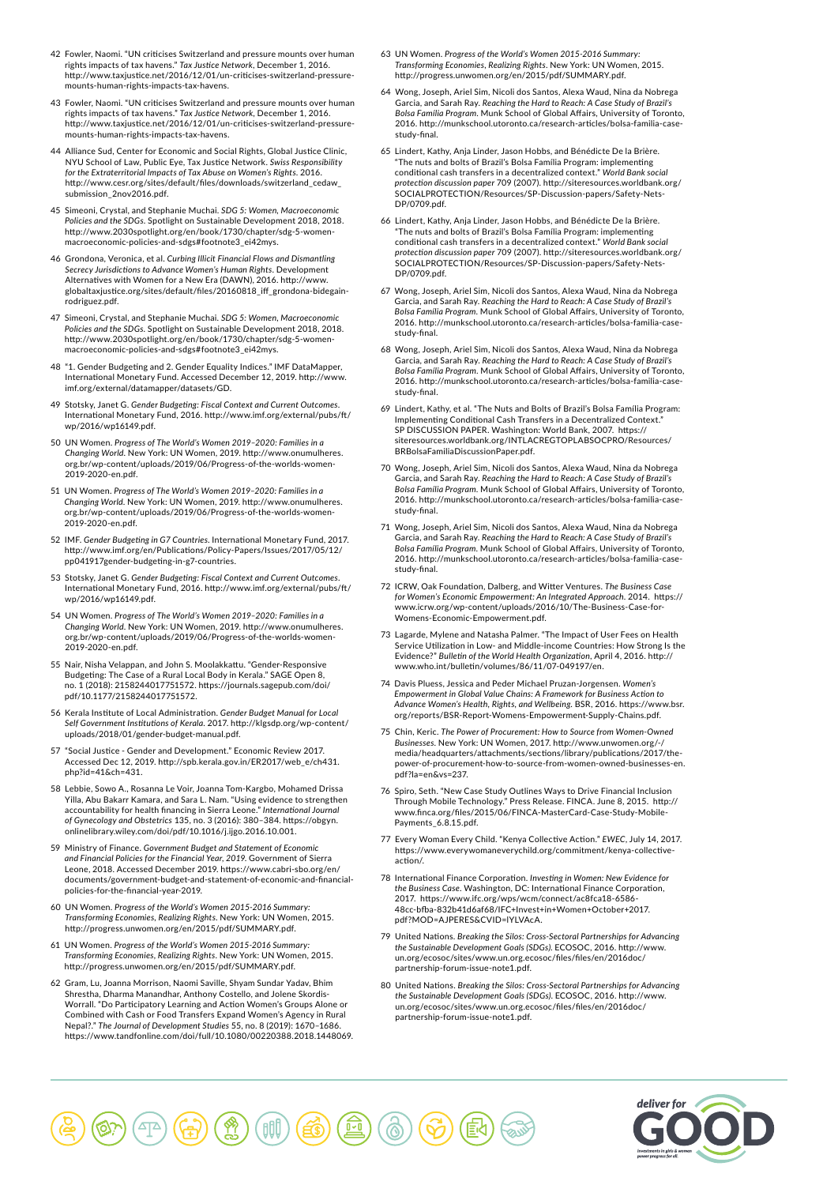42 Fowler, Naomi. "UN criticises Switzerland and pressure mounts over human rights impacts of tax havens." *Tax Justice Network*, December 1, 2016. http://www.taxjustice.net/2016/12/01/un-criticises-switzerland-pressure-mounts-human-rights-impacts-tax-havens.

43 Fowler, Naomi. "UN criticises Switzerland and pressure mounts over human rights impacts of tax havens." *Tax Justice Network*, December 1, 2016. http://www.taxjustice.net/2016/12/01/un-criticises-switzerland-pressure-mounts-human-rights-impacts-tax-havens.

44 Alliance Sud, Center for Economic and Social Rights, Global Justice Clinic, NYU School of Law, Public Eye, Tax Justice Network. *Swiss Responsibility for the Extraterritorial Impacts of Tax Abuse on Women's Rights*. 2016. http://www.cesr.org/sites/default/files/downloads/switzerland_cedaw_submission_2nov2016.pdf.

45 Simeoni, Crystal, and Stephanie Muchai. *SDG 5: Women, Macroeconomic Policies and the SDGs*. Spotlight on Sustainable Development 2018, 2018. http://www.2030spotlight.org/en/book/1730/chapter/sdg-5-women-macroeconomic-policies-and-sdgs#footnote3_ei42mys.

46 Grondona, Veronica, et al. *Curbing Illicit Financial Flows and Dismantling Secrecy Jurisdictions to Advance Women's Human Rights*. Development Alternatives with Women for a New Era (DAWN), 2016. http://www.globaltaxjustice.org/sites/default/files/20160818_iff_grondona-bidegain-rodriguez.pdf.

47 Simeoni, Crystal, and Stephanie Muchai. *SDG 5: Women, Macroeconomic Policies and the SDGs*. Spotlight on Sustainable Development 2018, 2018. http://www.2030spotlight.org/en/book/1730/chapter/sdg-5-women-macroeconomic-policies-and-sdgs#footnote3_ei42mys.

48 "1. Gender Budgeting and 2. Gender Equality Indices." IMF DataMapper, International Monetary Fund. Accessed December 12, 2019. http://www.imf.org/external/datamapper/datasets/GD.

49 Stotsky, Janet G. *Gender Budgeting: Fiscal Context and Current Outcomes*. International Monetary Fund, 2016. http://www.imf.org/external/pubs/ft/wp/2016/wp16149.pdf.

50 UN Women. *Progress of The World's Women 2019–2020: Families in a Changing World*. New York: UN Women, 2019. http://www.onumulheres.org.br/wp-content/uploads/2019/06/Progress-of-the-worlds-women-2019-2020-en.pdf.

51 UN Women. *Progress of The World's Women 2019–2020: Families in a Changing World*. New York: UN Women, 2019. http://www.onumulheres.org.br/wp-content/uploads/2019/06/Progress-of-the-worlds-women-2019-2020-en.pdf.

52 IMF. *Gender Budgeting in G7 Countries*. International Monetary Fund, 2017. http://www.imf.org/en/Publications/Policy-Papers/Issues/2017/05/12/pp041917gender-budgeting-in-g7-countries.

53 Stotsky, Janet G. *Gender Budgeting: Fiscal Context and Current Outcomes*. International Monetary Fund, 2016. http://www.imf.org/external/pubs/ft/wp/2016/wp16149.pdf.

54 UN Women. *Progress of The World's Women 2019–2020: Families in a Changing World*. New York: UN Women, 2019. http://www.onumulheres.org.br/wp-content/uploads/2019/06/Progress-of-the-worlds-women-2019-2020-en.pdf.

55 Nair, Nisha Velappan, and John S. Moolakkattu. "Gender-Responsive Budgeting: The Case of a Rural Local Body in Kerala." SAGE Open 8, no. 1 (2018): 2158244017751572. https://journals.sagepub.com/doi/pdf/10.1177/2158244017751572.

56 Kerala Institute of Local Administration. *Gender Budget Manual for Local Self Government Institutions of Kerala*. 2017. http://klgsdp.org/wp-content/uploads/2018/01/gender-budget-manual.pdf.

57 "Social Justice - Gender and Development." Economic Review 2017. Accessed Dec 12, 2019. http://spb.kerala.gov.in/ER2017/web_e/ch431.php?id=41&ch=431.

58 Lebbie, Sowo A., Rosanna Le Voir, Joanna Tom-Kargbo, Mohamed Drissa Yilla, Abu Bakarr Kamara, and Sara L. Nam. "Using evidence to strengthen accountability for health financing in Sierra Leone." *International Journal of Gynecology and Obstetrics* 135, no. 3 (2016): 380–384. https://obgyn.onlinelibrary.wiley.com/doi/pdf/10.1016/j.ijgo.2016.10.001.

59 Ministry of Finance. *Government Budget and Statement of Economic and Financial Policies for the Financial Year, 2019*. Government of Sierra Leone, 2018. Accessed December 2019. https://www.cabri-sbo.org/en/documents/government-budget-and-statement-of-economic-and-financial-policies-for-the-financial-year-2019.

60 UN Women. *Progress of the World's Women 2015-2016 Summary: Transforming Economies, Realizing Rights*. New York: UN Women, 2015. http://progress.unwomen.org/en/2015/pdf/SUMMARY.pdf.

61 UN Women. *Progress of the World's Women 2015-2016 Summary: Transforming Economies, Realizing Rights*. New York: UN Women, 2015. http://progress.unwomen.org/en/2015/pdf/SUMMARY.pdf.

62 Gram, Lu, Joanna Morrison, Naomi Saville, Shyam Sundar Yadav, Bhim Shrestha, Dharma Manandhar, Anthony Costello, and Jolene Skordis-Worrall. "Do Participatory Learning and Action Women's Groups Alone or Combined with Cash or Food Transfers Expand Women's Agency in Rural Nepal?." *The Journal of Development Studies* 55, no. 8 (2019): 1670–1686. https://www.tandfonline.com/doi/full/10.1080/00220388.2018.1448069.

63 UN Women. *Progress of the World's Women 2015-2016 Summary: Transforming Economies, Realizing Rights*. New York: UN Women, 2015. http://progress.unwomen.org/en/2015/pdf/SUMMARY.pdf.

64 Wong, Joseph, Ariel Sim, Nicoli dos Santos, Alexa Waud, Nina da Nobrega Garcia, and Sarah Ray. *Reaching the Hard to Reach: A Case Study of Brazil's Bolsa Familia Program*. Munk School of Global Affairs, University of Toronto, 2016. http://munkschool.utoronto.ca/research-articles/bolsa-familia-case-study-final.

65 Lindert, Kathy, Anja Linder, Jason Hobbs, and Bénédicte De la Brière. "The nuts and bolts of Brazil's Bolsa Família Program: implementing conditional cash transfers in a decentralized context." *World Bank social protection discussion paper* 709 (2007). http://siteresources.worldbank.org/SOCIALPROTECTION/Resources/SP-Discussion-papers/Safety-Nets-DP/0709.pdf.

66 Lindert, Kathy, Anja Linder, Jason Hobbs, and Bénédicte De la Brière. "The nuts and bolts of Brazil's Bolsa Família Program: implementing conditional cash transfers in a decentralized context." *World Bank social protection discussion paper* 709 (2007). http://siteresources.worldbank.org/SOCIALPROTECTION/Resources/SP-Discussion-papers/Safety-Nets-DP/0709.pdf.

67 Wong, Joseph, Ariel Sim, Nicoli dos Santos, Alexa Waud, Nina da Nobrega Garcia, and Sarah Ray. *Reaching the Hard to Reach: A Case Study of Brazil's Bolsa Familia Program*. Munk School of Global Affairs, University of Toronto, 2016. http://munkschool.utoronto.ca/research-articles/bolsa-familia-case-study-final.

68 Wong, Joseph, Ariel Sim, Nicoli dos Santos, Alexa Waud, Nina da Nobrega Garcia, and Sarah Ray. *Reaching the Hard to Reach: A Case Study of Brazil's Bolsa Familia Program*. Munk School of Global Affairs, University of Toronto, 2016. http://munkschool.utoronto.ca/research-articles/bolsa-familia-case-study-final.

69 Lindert, Kathy, et al. "The Nuts and Bolts of Brazil's Bolsa Família Program: Implementing Conditional Cash Transfers in a Decentralized Context." SP DISCUSSION PAPER. Washington: World Bank, 2007. https://siteresources.worldbank.org/INTLACREGTOPLABSOCPRO/Resources/BRBolsaFamiliaDiscussionPaper.pdf.

70 Wong, Joseph, Ariel Sim, Nicoli dos Santos, Alexa Waud, Nina da Nobrega Garcia, and Sarah Ray. *Reaching the Hard to Reach: A Case Study of Brazil's Bolsa Familia Program*. Munk School of Global Affairs, University of Toronto, 2016. http://munkschool.utoronto.ca/research-articles/bolsa-familia-case-study-final.

71 Wong, Joseph, Ariel Sim, Nicoli dos Santos, Alexa Waud, Nina da Nobrega Garcia, and Sarah Ray. *Reaching the Hard to Reach: A Case Study of Brazil's Bolsa Familia Program*. Munk School of Global Affairs, University of Toronto, 2016. http://munkschool.utoronto.ca/research-articles/bolsa-familia-case-study-final.

72 ICRW, Oak Foundation, Dalberg, and Witter Ventures. *The Business Case for Women's Economic Empowerment: An Integrated Approach*. 2014. https://www.icrw.org/wp-content/uploads/2016/10/The-Business-Case-for-Womens-Economic-Empowerment.pdf.

73 Lagarde, Mylene and Natasha Palmer. "The Impact of User Fees on Health Service Utilization in Low- and Middle-income Countries: How Strong Is the Evidence?" *Bulletin of the World Health Organization*, April 4, 2016. http://www.who.int/bulletin/volumes/86/11/07-049197/en.

74 Davis Pluess, Jessica and Peder Michael Pruzan-Jorgensen. *Women's Empowerment in Global Value Chains: A Framework for Business Action to Advance Women's Health, Rights, and Wellbeing*. BSR, 2016. https://www.bsr.org/reports/BSR-Report-Womens-Empowerment-Supply-Chains.pdf.

75 Chin, Keric. *The Power of Procurement: How to Source from Women-Owned Businesses*. New York: UN Women, 2017. http://www.unwomen.org/-/media/headquarters/attachments/sections/library/publications/2017/the-power-of-procurement-how-to-source-from-women-owned-businesses-en.pdf?la=en&vs=237.

76 Spiro, Seth. "New Case Study Outlines Ways to Drive Financial Inclusion Through Mobile Technology." Press Release. FINCA. June 8, 2015. http://www.finca.org/files/2015/06/FINCA-MasterCard-Case-Study-Mobile-Payments_6.8.15.pdf.

77 Every Woman Every Child. "Kenya Collective Action." *EWEC*, July 14, 2017. https://www.everywomaneverychild.org/commitment/kenya-collective-action/.

78 International Finance Corporation. *Investing in Women: New Evidence for the Business Case*. Washington, DC: International Finance Corporation, 2017. https://www.ifc.org/wps/wcm/connect/ac8fca18-6586-48cc-bfba-832b41d6af68/IFC+Invest+in+Women+October+2017.pdf?MOD=AJPERES&CVID=lYLVAcA.

79 United Nations. *Breaking the Silos: Cross-Sectoral Partnerships for Advancing the Sustainable Development Goals (SDGs)*. ECOSOC, 2016. http://www.un.org/ecosoc/sites/www.un.org.ecosoc/files/files/en/2016doc/partnership-forum-issue-note1.pdf.

80 United Nations. *Breaking the Silos: Cross-Sectoral Partnerships for Advancing the Sustainable Development Goals (SDGs)*. ECOSOC, 2016. http://www.un.org/ecosoc/sites/www.un.org.ecosoc/files/files/en/2016doc/partnership-forum-issue-note1.pdf.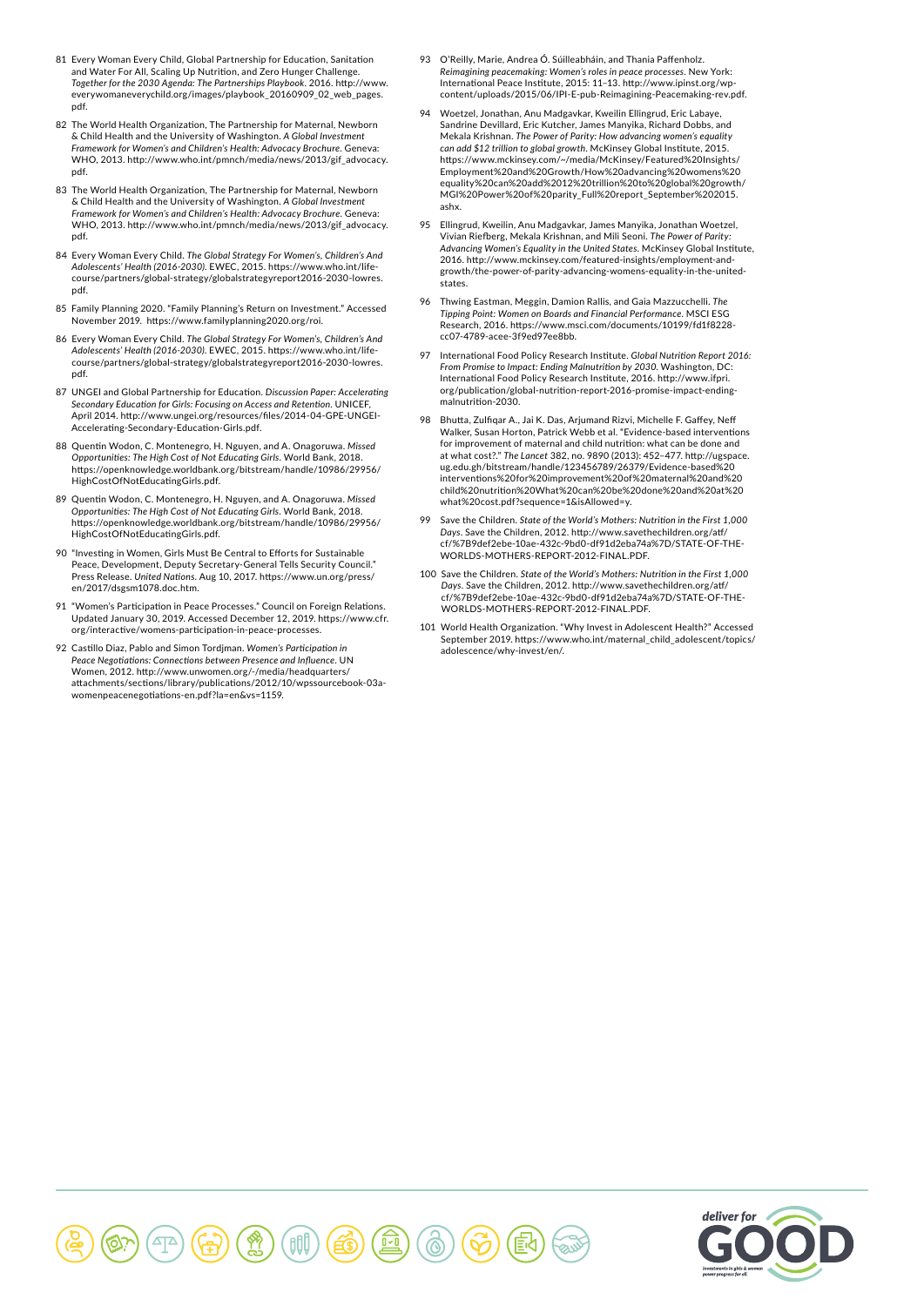81 Every Woman Every Child, Global Partnership for Education, Sanitation and Water For All, Scaling Up Nutrition, and Zero Hunger Challenge. *Together for the 2030 Agenda: The Partnerships Playbook*. 2016. http://www.everywomaneverychild.org/images/playbook_20160909_02_web_pages.pdf.

82 The World Health Organization, The Partnership for Maternal, Newborn & Child Health and the University of Washington. *A Global Investment Framework for Women's and Children's Health: Advocacy Brochure*. Geneva: WHO, 2013. http://www.who.int/pmnch/media/news/2013/gif_advocacy.pdf.

83 The World Health Organization, The Partnership for Maternal, Newborn & Child Health and the University of Washington. *A Global Investment Framework for Women's and Children's Health: Advocacy Brochure*. Geneva: WHO, 2013. http://www.who.int/pmnch/media/news/2013/gif_advocacy.pdf.

84 Every Woman Every Child. *The Global Strategy For Women's, Children's And Adolescents' Health (2016-2030)*. EWEC, 2015. https://www.who.int/life-course/partners/global-strategy/globalstrategyreport2016-2030-lowres.pdf.

85 Family Planning 2020. "Family Planning's Return on Investment." Accessed November 2019. https://www.familyplanning2020.org/roi.

86 Every Woman Every Child. *The Global Strategy For Women's, Children's And Adolescents' Health (2016-2030)*. EWEC, 2015. https://www.who.int/life-course/partners/global-strategy/globalstrategyreport2016-2030-lowres.pdf.

87 UNGEI and Global Partnership for Education. *Discussion Paper: Accelerating Secondary Education for Girls: Focusing on Access and Retention*. UNICEF, April 2014. http://www.ungei.org/resources/files/2014-04-GPE-UNGEI-Accelerating-Secondary-Education-Girls.pdf.

88 Quentin Wodon, C. Montenegro, H. Nguyen, and A. Onagoruwa. *Missed Opportunities: The High Cost of Not Educating Girls*. World Bank, 2018. https://openknowledge.worldbank.org/bitstream/handle/10986/29956/HighCostOfNotEducatingGirls.pdf.

89 Quentin Wodon, C. Montenegro, H. Nguyen, and A. Onagoruwa. *Missed Opportunities: The High Cost of Not Educating Girls*. World Bank, 2018. https://openknowledge.worldbank.org/bitstream/handle/10986/29956/HighCostOfNotEducatingGirls.pdf.

90 "Investing in Women, Girls Must Be Central to Efforts for Sustainable Peace, Development, Deputy Secretary-General Tells Security Council." Press Release. *United Nations*. Aug 10, 2017. https://www.un.org/press/en/2017/dsgsm1078.doc.htm.

91 "Women's Participation in Peace Processes." Council on Foreign Relations. Updated January 30, 2019. Accessed December 12, 2019. https://www.cfr.org/interactive/womens-participation-in-peace-processes.

92 Castillo Diaz, Pablo and Simon Tordjman. *Women's Participation in Peace Negotiations: Connections between Presence and Influence*. UN Women, 2012. http://www.unwomen.org/-/media/headquarters/attachments/sections/library/publications/2012/10/wpssourcebook-03a-womenpeacenegotiations-en.pdf?la=en&vs=1159.

93 O'Reilly, Marie, Andrea Ó. Súilleabháin, and Thania Paffenholz. *Reimagining peacemaking: Women's roles in peace processes*. New York: International Peace Institute, 2015: 11–13. http://www.ipinst.org/wp-content/uploads/2015/06/IPI-E-pub-Reimagining-Peacemaking-rev.pdf.

94 Woetzel, Jonathan, Anu Madgavkar, Kweilin Ellingrud, Eric Labaye, Sandrine Devillard, Eric Kutcher, James Manyika, Richard Dobbs, and Mekala Krishnan. *The Power of Parity: How advancing women's equality can add $12 trillion to global growth*. McKinsey Global Institute, 2015. https://www.mckinsey.com/~/media/McKinsey/Featured%20Insights/Employment%20and%20Growth/How%20advancing%20womens%20equality%20can%20add%2012%20trillion%20to%20global%20growth/MGI%20Power%20of%20parity_Full%20report_September%202015.ashx.

95 Ellingrud, Kweilin, Anu Madgavkar, James Manyika, Jonathan Woetzel, Vivian Riefberg, Mekala Krishnan, and Mili Seoni. *The Power of Parity: Advancing Women's Equality in the United States*. McKinsey Global Institute, 2016. http://www.mckinsey.com/featured-insights/employment-and-growth/the-power-of-parity-advancing-womens-equality-in-the-united-states.

96 Thwing Eastman, Meggin, Damion Rallis, and Gaia Mazzucchelli. *The Tipping Point: Women on Boards and Financial Performance*. MSCI ESG Research, 2016. https://www.msci.com/documents/10199/fd1f8228-cc07-4789-acee-3f9ed97ee8bb.

97 International Food Policy Research Institute. *Global Nutrition Report 2016: From Promise to Impact: Ending Malnutrition by 2030*. Washington, DC: International Food Policy Research Institute, 2016. http://www.ifpri.org/publication/global-nutrition-report-2016-promise-impact-ending-malnutrition-2030.

98 Bhutta, Zulfiqar A., Jai K. Das, Arjumand Rizvi, Michelle F. Gaffey, Neff Walker, Susan Horton, Patrick Webb et al. "Evidence-based interventions for improvement of maternal and child nutrition: what can be done and at what cost?." *The Lancet* 382, no. 9890 (2013): 452–477. http://ugspace.ug.edu.gh/bitstream/handle/123456789/26379/Evidence-based%20interventions%20for%20improvement%20of%20maternal%20and%20child%20nutrition%20What%20can%20be%20done%20and%20at%20what%20cost.pdf?sequence=1&isAllowed=y.

99 Save the Children. *State of the World's Mothers: Nutrition in the First 1,000 Days*. Save the Children, 2012. http://www.savethechildren.org/atf/cf/%7B9def2ebe-10ae-432c-9bd0-df91d2eba74a%7D/STATE-OF-THE-WORLDS-MOTHERS-REPORT-2012-FINAL.PDF.

100 Save the Children. *State of the World's Mothers: Nutrition in the First 1,000 Days*. Save the Children, 2012. http://www.savethechildren.org/atf/cf/%7B9def2ebe-10ae-432c-9bd0-df91d2eba74a%7D/STATE-OF-THE-WORLDS-MOTHERS-REPORT-2012-FINAL.PDF.

101 World Health Organization. "Why Invest in Adolescent Health?" Accessed September 2019. https://www.who.int/maternal_child_adolescent/topics/adolescence/why-invest/en/.